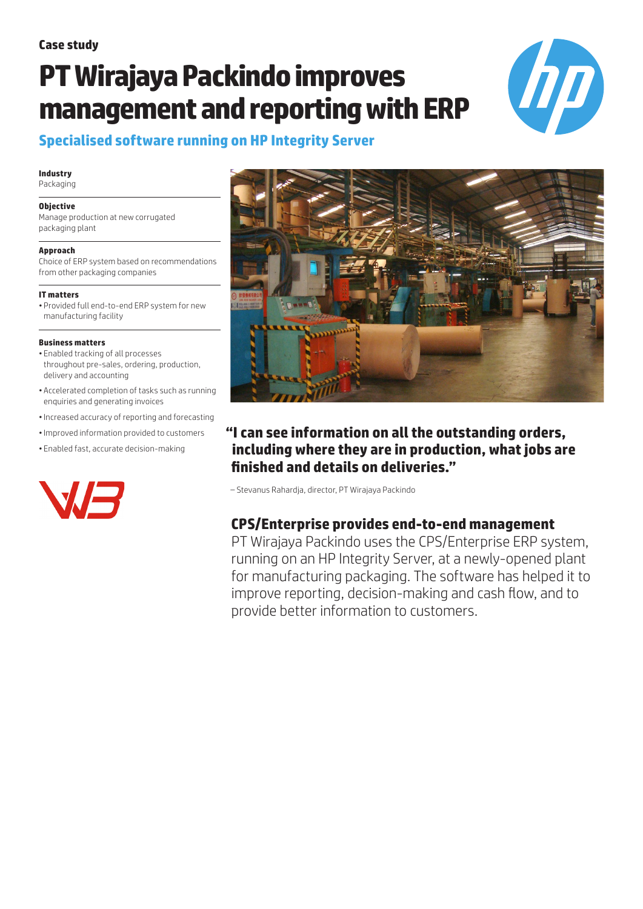Case study

# PT Wirajaya Packindo improves management and reporting with ERP

## Specialised software running on HP Integrity Server

**Industry**
Packaging

**Objective**
Manage production at new corrugated packaging plant

**Approach**
Choice of ERP system based on recommendations from other packaging companies

**IT matters**
- Provided full end-to-end ERP system for new manufacturing facility

**Business matters**
- Enabled tracking of all processes throughout pre-sales, ordering, production, delivery and accounting
- Accelerated completion of tasks such as running enquiries and generating invoices
- Increased accuracy of reporting and forecasting
- Improved information provided to customers
- Enabled fast, accurate decision-making

**"I can see information on all the outstanding orders, including where they are in production, what jobs are finished and details on deliveries."**

– Stevanus Rahardja, director, PT Wirajaya Packindo

## CPS/Enterprise provides end-to-end management

PT Wirajaya Packindo uses the CPS/Enterprise ERP system, running on an HP Integrity Server, at a newly-opened plant for manufacturing packaging. The software has helped it to improve reporting, decision-making and cash flow, and to provide better information to customers.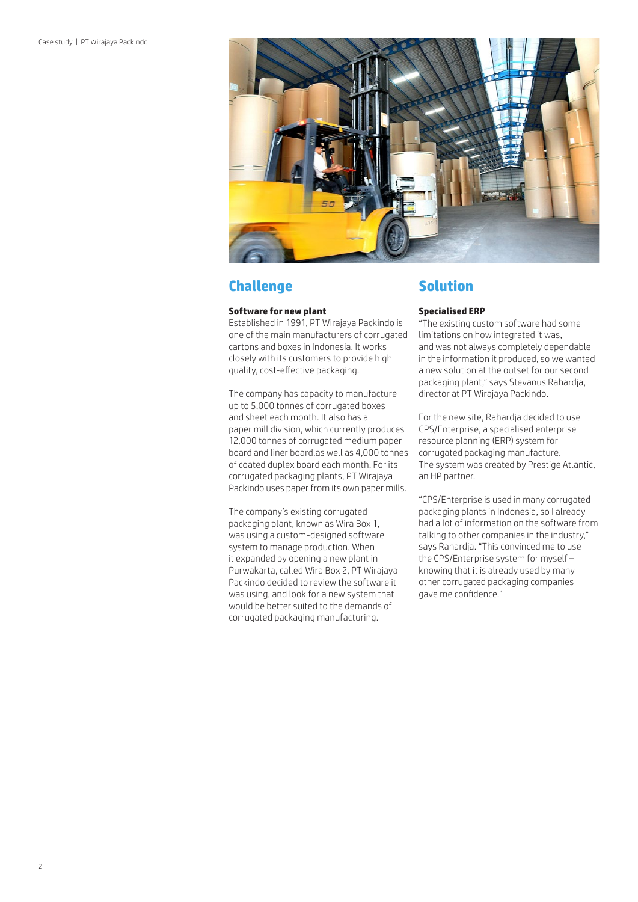## Challenge

### Software for new plant

Established in 1991, PT Wirajaya Packindo is one of the main manufacturers of corrugated cartons and boxes in Indonesia. It works closely with its customers to provide high quality, cost-effective packaging.

The company has capacity to manufacture up to 5,000 tonnes of corrugated boxes and sheet each month. It also has a paper mill division, which currently produces 12,000 tonnes of corrugated medium paper board and liner board,as well as 4,000 tonnes of coated duplex board each month. For its corrugated packaging plants, PT Wirajaya Packindo uses paper from its own paper mills.

The company's existing corrugated packaging plant, known as Wira Box 1, was using a custom-designed software system to manage production. When it expanded by opening a new plant in Purwakarta, called Wira Box 2, PT Wirajaya Packindo decided to review the software it was using, and look for a new system that would be better suited to the demands of corrugated packaging manufacturing.

## Solution

### Specialised ERP

"The existing custom software had some limitations on how integrated it was, and was not always completely dependable in the information it produced, so we wanted a new solution at the outset for our second packaging plant," says Stevanus Rahardja, director at PT Wirajaya Packindo.

For the new site, Rahardja decided to use CPS/Enterprise, a specialised enterprise resource planning (ERP) system for corrugated packaging manufacture. The system was created by Prestige Atlantic, an HP partner.

"CPS/Enterprise is used in many corrugated packaging plants in Indonesia, so I already had a lot of information on the software from talking to other companies in the industry," says Rahardja. "This convinced me to use the CPS/Enterprise system for myself – knowing that it is already used by many other corrugated packaging companies gave me confidence."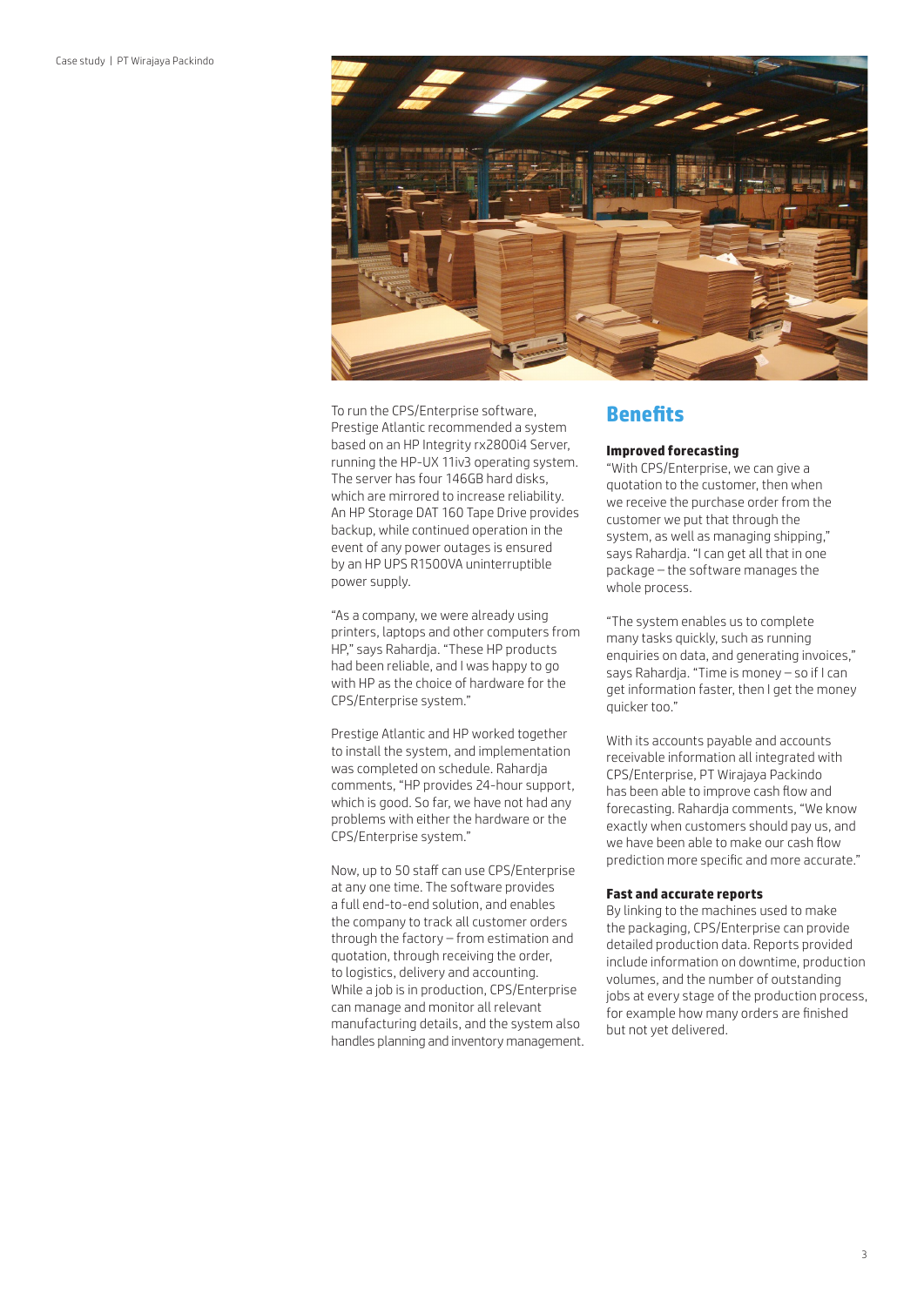To run the CPS/Enterprise software, Prestige Atlantic recommended a system based on an HP Integrity rx2800i4 Server, running the HP-UX 11iv3 operating system. The server has four 146GB hard disks, which are mirrored to increase reliability. An HP Storage DAT 160 Tape Drive provides backup, while continued operation in the event of any power outages is ensured by an HP UPS R1500VA uninterruptible power supply.

"As a company, we were already using printers, laptops and other computers from HP," says Rahardja. "These HP products had been reliable, and I was happy to go with HP as the choice of hardware for the CPS/Enterprise system."

Prestige Atlantic and HP worked together to install the system, and implementation was completed on schedule. Rahardja comments, "HP provides 24-hour support, which is good. So far, we have not had any problems with either the hardware or the CPS/Enterprise system."

Now, up to 50 staff can use CPS/Enterprise at any one time. The software provides a full end-to-end solution, and enables the company to track all customer orders through the factory – from estimation and quotation, through receiving the order, to logistics, delivery and accounting. While a job is in production, CPS/Enterprise can manage and monitor all relevant manufacturing details, and the system also handles planning and inventory management.

## Benefits

**Improved forecasting**

"With CPS/Enterprise, we can give a quotation to the customer, then when we receive the purchase order from the customer we put that through the system, as well as managing shipping," says Rahardja. "I can get all that in one package – the software manages the whole process.

"The system enables us to complete many tasks quickly, such as running enquiries on data, and generating invoices," says Rahardja. "Time is money – so if I can get information faster, then I get the money quicker too."

With its accounts payable and accounts receivable information all integrated with CPS/Enterprise, PT Wirajaya Packindo has been able to improve cash flow and forecasting. Rahardja comments, "We know exactly when customers should pay us, and we have been able to make our cash flow prediction more specific and more accurate."

**Fast and accurate reports**

By linking to the machines used to make the packaging, CPS/Enterprise can provide detailed production data. Reports provided include information on downtime, production volumes, and the number of outstanding jobs at every stage of the production process, for example how many orders are finished but not yet delivered.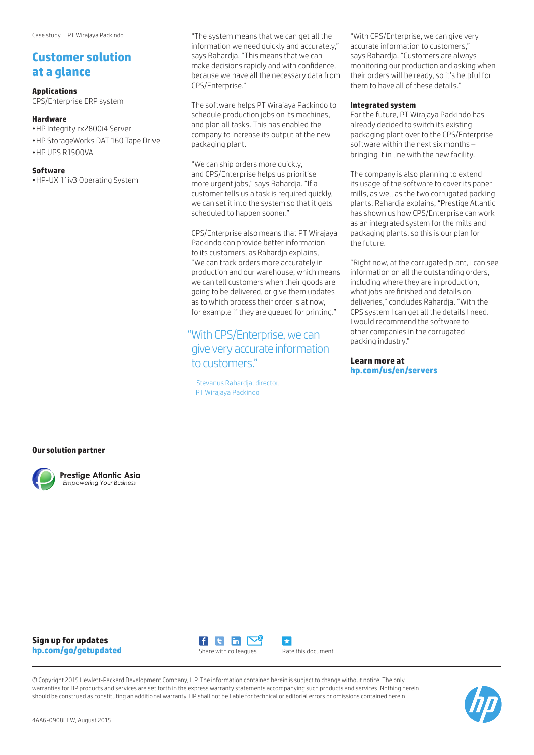## Customer solution at a glance

**Applications**
CPS/Enterprise ERP system

**Hardware**
- HP Integrity rx2800i4 Server
- HP StorageWorks DAT 160 Tape Drive
- HP UPS R1500VA

**Software**
- HP-UX 11iv3 Operating System

"The system means that we can get all the information we need quickly and accurately," says Rahardja. "This means that we can make decisions rapidly and with confidence, because we have all the necessary data from CPS/Enterprise."

The software helps PT Wirajaya Packindo to schedule production jobs on its machines, and plan all tasks. This has enabled the company to increase its output at the new packaging plant.

"We can ship orders more quickly, and CPS/Enterprise helps us prioritise more urgent jobs," says Rahardja. "If a customer tells us a task is required quickly, we can set it into the system so that it gets scheduled to happen sooner."

CPS/Enterprise also means that PT Wirajaya Packindo can provide better information to its customers, as Rahardja explains, "We can track orders more accurately in production and our warehouse, which means we can tell customers when their goods are going to be delivered, or give them updates as to which process their order is at now, for example if they are queued for printing."

> "With CPS/Enterprise, we can give very accurate information to customers."
>
> – Stevanus Rahardja, director, PT Wirajaya Packindo

"With CPS/Enterprise, we can give very accurate information to customers," says Rahardja. "Customers are always monitoring our production and asking when their orders will be ready, so it's helpful for them to have all of these details."

### Integrated system

For the future, PT Wirajaya Packindo has already decided to switch its existing packaging plant over to the CPS/Enterprise software within the next six months – bringing it in line with the new facility.

The company is also planning to extend its usage of the software to cover its paper mills, as well as the two corrugated packing plants. Rahardja explains, "Prestige Atlantic has shown us how CPS/Enterprise can work as an integrated system for the mills and packaging plants, so this is our plan for the future.

"Right now, at the corrugated plant, I can see information on all the outstanding orders, including where they are in production, what jobs are finished and details on deliveries," concludes Rahardja. "With the CPS system I can get all the details I need. I would recommend the software to other companies in the corrugated packing industry."

**Learn more at**
**hp.com/us/en/servers**

**Our solution partner**

Prestige Atlantic Asia
*Empowering Your Business*

**Sign up for updates**
**hp.com/go/getupdated**

Share with colleagues

Rate this document

© Copyright 2015 Hewlett-Packard Development Company, L.P. The information contained herein is subject to change without notice. The only warranties for HP products and services are set forth in the express warranty statements accompanying such products and services. Nothing herein should be construed as constituting an additional warranty. HP shall not be liable for technical or editorial errors or omissions contained herein.

4AA6-0908EEW, August 2015